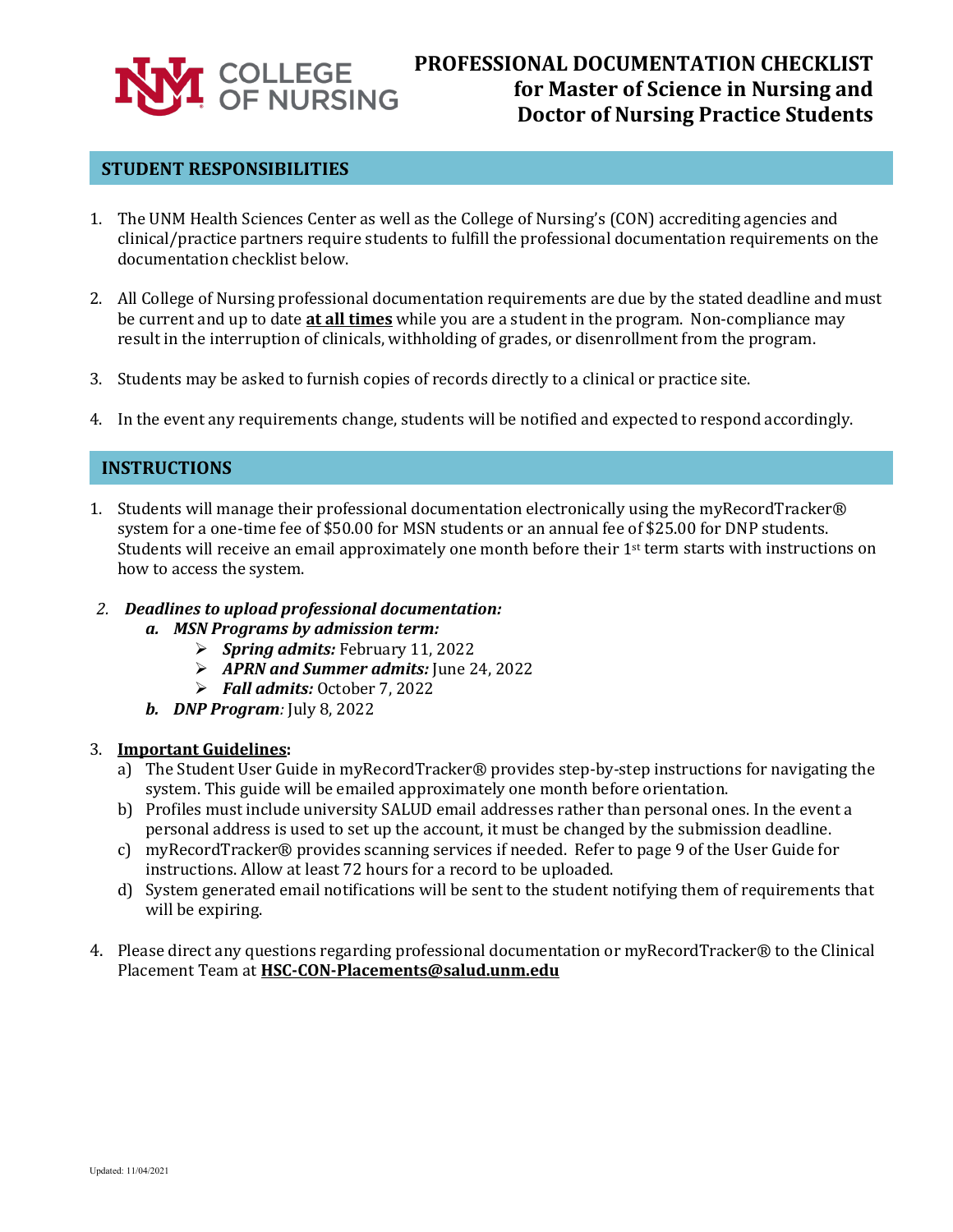# PROFESSIONAL DOCUMENTATION CHECKLIST for Master of Science in Nursing and Doctor of Nursing Practice Students

UNM COLLEGE OF NURSING

## STUDENT RESPONSIBILITIES

1. The UNM Health Sciences Center as well as the College of Nursing's (CON) accrediting agencies and clinical/practice partners require students to fulfill the professional documentation requirements on the documentation checklist below.

2. All College of Nursing professional documentation requirements are due by the stated deadline and must be current and up to date **<u>at all times</u>** while you are a student in the program. Non-compliance may result in the interruption of clinicals, withholding of grades, or disenrollment from the program.

3. Students may be asked to furnish copies of records directly to a clinical or practice site.

4. In the event any requirements change, students will be notified and expected to respond accordingly.

## INSTRUCTIONS

1. Students will manage their professional documentation electronically using the myRecordTracker® system for a one-time fee of $50.00 for MSN students or an annual fee of $25.00 for DNP students. Students will receive an email approximately one month before their 1st term starts with instructions on how to access the system.

2. ***Deadlines to upload professional documentation:***
   a. ***MSN Programs by admission term:***
      - ***Spring admits:*** February 11, 2022
      - ***APRN and Summer admits:*** June 24, 2022
      - ***Fall admits:*** October 7, 2022

   b. ***DNP Program****:* July 8, 2022

3. **<u>Important Guidelines</u>:**
   a) The Student User Guide in myRecordTracker® provides step-by-step instructions for navigating the system. This guide will be emailed approximately one month before orientation.
   b) Profiles must include university SALUD email addresses rather than personal ones. In the event a personal address is used to set up the account, it must be changed by the submission deadline.
   c) myRecordTracker® provides scanning services if needed. Refer to page 9 of the User Guide for instructions. Allow at least 72 hours for a record to be uploaded.
   d) System generated email notifications will be sent to the student notifying them of requirements that will be expiring.

4. Please direct any questions regarding professional documentation or myRecordTracker® to the Clinical Placement Team at **<u>HSC-CON-Placements@salud.unm.edu</u>**

Updated: 11/04/2021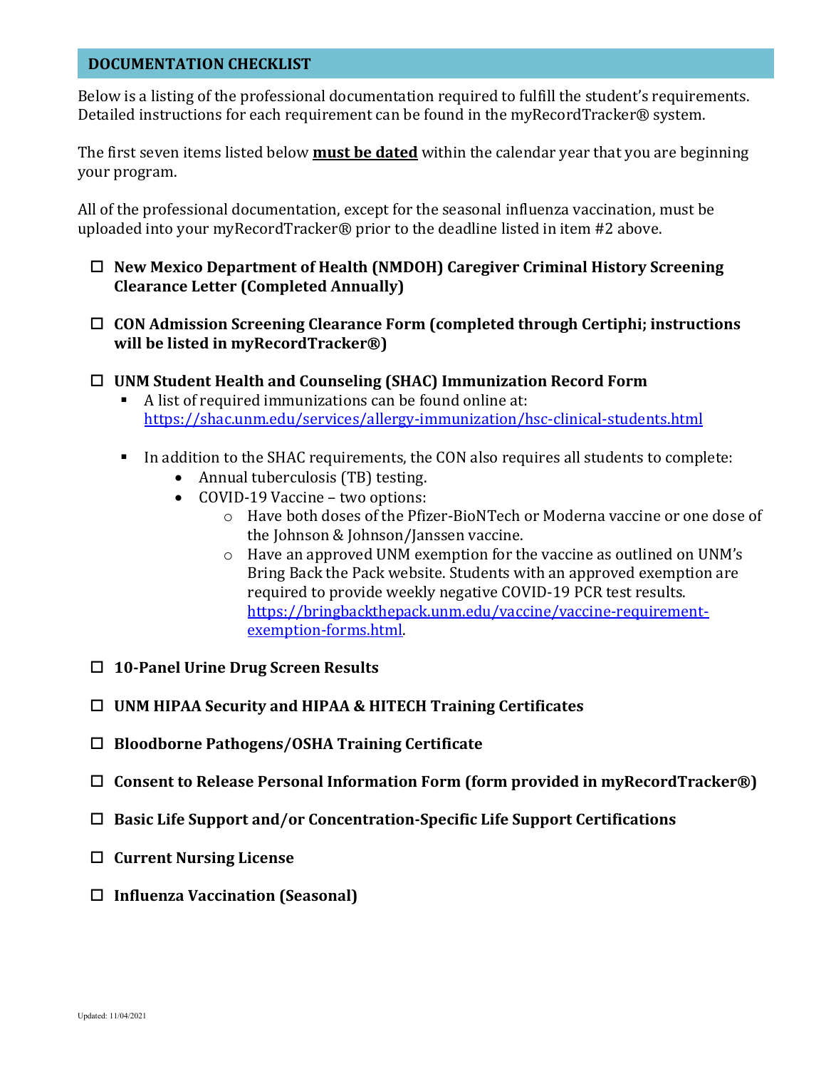## DOCUMENTATION CHECKLIST

Below is a listing of the professional documentation required to fulfill the student's requirements. Detailed instructions for each requirement can be found in the myRecordTracker® system.

The first seven items listed below **must be dated** within the calendar year that you are beginning your program.

All of the professional documentation, except for the seasonal influenza vaccination, must be uploaded into your myRecordTracker® prior to the deadline listed in item #2 above.

- ☐ **New Mexico Department of Health (NMDOH) Caregiver Criminal History Screening Clearance Letter (Completed Annually)**
- ☐ **CON Admission Screening Clearance Form (completed through Certiphi; instructions will be listed in myRecordTracker®)**
- ☐ **UNM Student Health and Counseling (SHAC) Immunization Record Form**
  - A list of required immunizations can be found online at: https://shac.unm.edu/services/allergy-immunization/hsc-clinical-students.html
  - In addition to the SHAC requirements, the CON also requires all students to complete:
    - Annual tuberculosis (TB) testing.
    - COVID-19 Vaccine – two options:
      - Have both doses of the Pfizer-BioNTech or Moderna vaccine or one dose of the Johnson & Johnson/Janssen vaccine.
      - Have an approved UNM exemption for the vaccine as outlined on UNM's Bring Back the Pack website. Students with an approved exemption are required to provide weekly negative COVID-19 PCR test results. https://bringbackthepack.unm.edu/vaccine/vaccine-requirement-exemption-forms.html.
- ☐ **10-Panel Urine Drug Screen Results**
- ☐ **UNM HIPAA Security and HIPAA & HITECH Training Certificates**
- ☐ **Bloodborne Pathogens/OSHA Training Certificate**
- ☐ **Consent to Release Personal Information Form (form provided in myRecordTracker®)**
- ☐ **Basic Life Support and/or Concentration-Specific Life Support Certifications**
- ☐ **Current Nursing License**
- ☐ **Influenza Vaccination (Seasonal)**

Updated: 11/04/2021